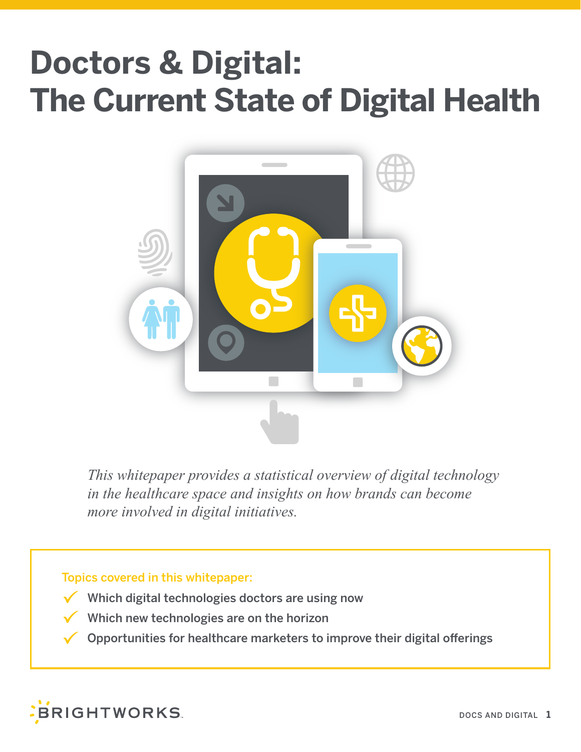# Doctors & Digital: The Current State of Digital Health

*This whitepaper provides a statistical overview of digital technology in the healthcare space and insights on how brands can become more involved in digital initiatives.*

**Topics covered in this whitepaper:**

- ✓ Which digital technologies doctors are using now
- ✓ Which new technologies are on the horizon
- ✓ Opportunities for healthcare marketers to improve their digital offerings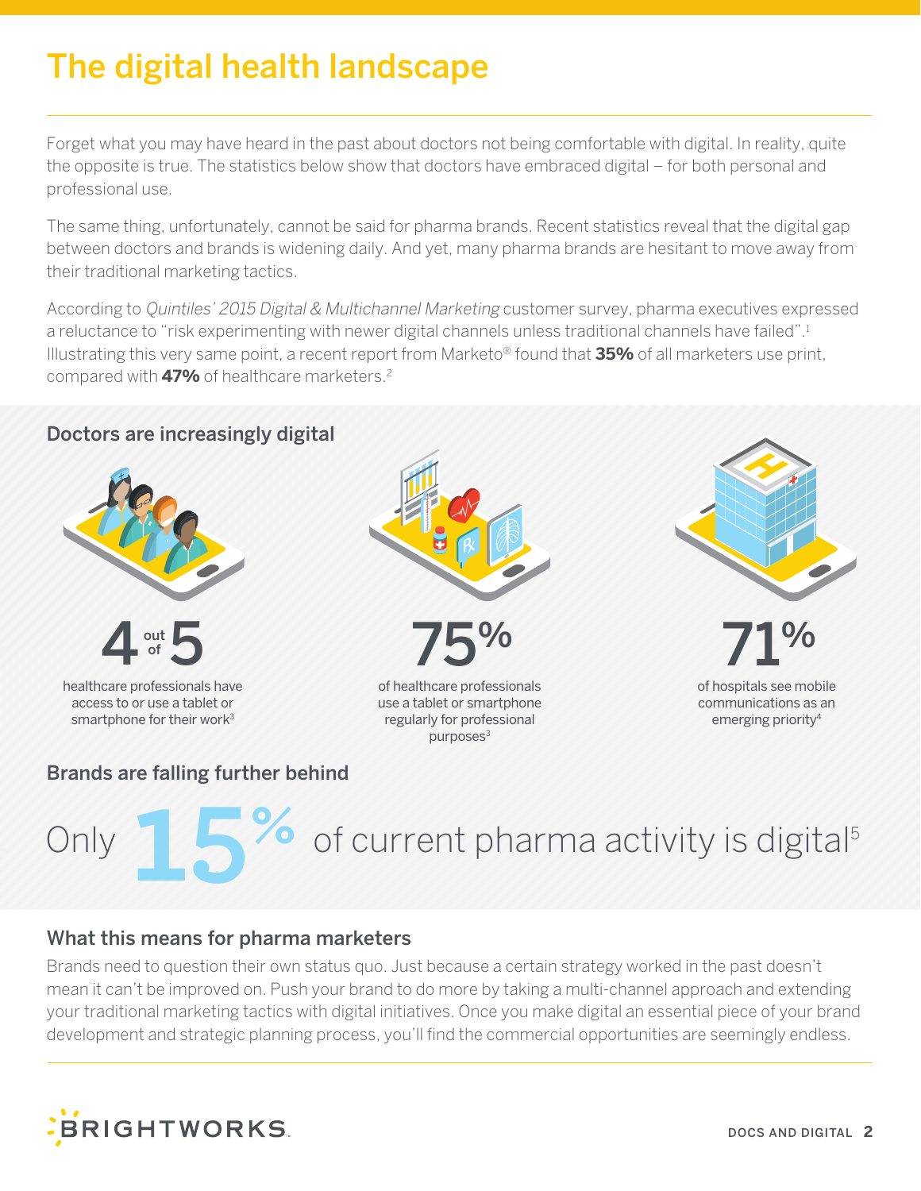# The digital health landscape

Forget what you may have heard in the past about doctors not being comfortable with digital. In reality, quite the opposite is true. The statistics below show that doctors have embraced digital – for both personal and professional use.

The same thing, unfortunately, cannot be said for pharma brands. Recent statistics reveal that the digital gap between doctors and brands is widening daily. And yet, many pharma brands are hesitant to move away from their traditional marketing tactics.

According to *Quintiles' 2015 Digital & Multichannel Marketing* customer survey, pharma executives expressed a reluctance to "risk experimenting with newer digital channels unless traditional channels have failed".[1] Illustrating this very same point, a recent report from Marketo® found that **35%** of all marketers use print, compared with **47%** of healthcare marketers.[2]

## Doctors are increasingly digital

**4 out of 5**

healthcare professionals have access to or use a tablet or smartphone for their work[3]

**75%**

of healthcare professionals use a tablet or smartphone regularly for professional purposes[3]

**71%**

of hospitals see mobile communications as an emerging priority[4]

## Brands are falling further behind

Only **15%** of current pharma activity is digital[5]

## What this means for pharma marketers

Brands need to question their own status quo. Just because a certain strategy worked in the past doesn't mean it can't be improved on. Push your brand to do more by taking a multi-channel approach and extending your traditional marketing tactics with digital initiatives. Once you make digital an essential piece of your brand development and strategic planning process, you'll find the commercial opportunities are seemingly endless.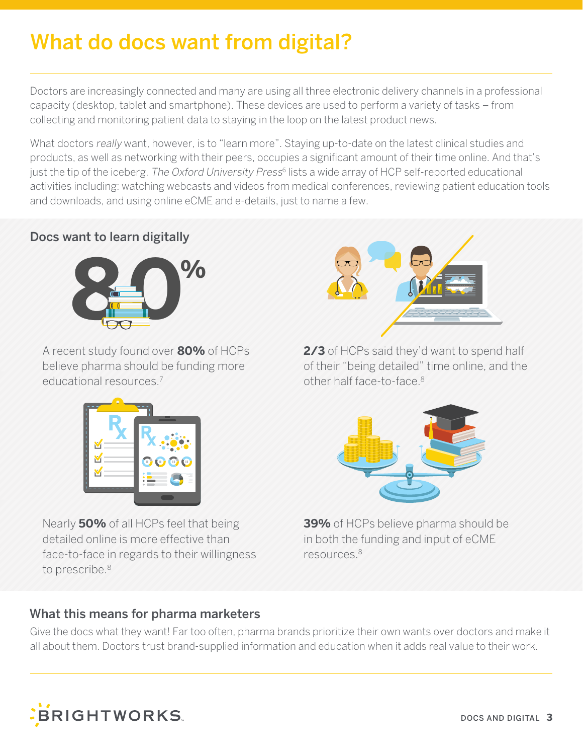# What do docs want from digital?

Doctors are increasingly connected and many are using all three electronic delivery channels in a professional capacity (desktop, tablet and smartphone). These devices are used to perform a variety of tasks – from collecting and monitoring patient data to staying in the loop on the latest product news.

What doctors *really* want, however, is to "learn more". Staying up-to-date on the latest clinical studies and products, as well as networking with their peers, occupies a significant amount of their time online. And that's just the tip of the iceberg. *The Oxford University Press*[6] lists a wide array of HCP self-reported educational activities including: watching webcasts and videos from medical conferences, reviewing patient education tools and downloads, and using online eCME and e-details, just to name a few.

## Docs want to learn digitally

80%

A recent study found over **80%** of HCPs believe pharma should be funding more educational resources.[7]

**2/3** of HCPs said they'd want to spend half of their "being detailed" time online, and the other half face-to-face.[8]

Nearly **50%** of all HCPs feel that being detailed online is more effective than face-to-face in regards to their willingness to prescribe.[8]

**39%** of HCPs believe pharma should be in both the funding and input of eCME resources.[8]

## What this means for pharma marketers

Give the docs what they want! Far too often, pharma brands prioritize their own wants over doctors and make it all about them. Doctors trust brand-supplied information and education when it adds real value to their work.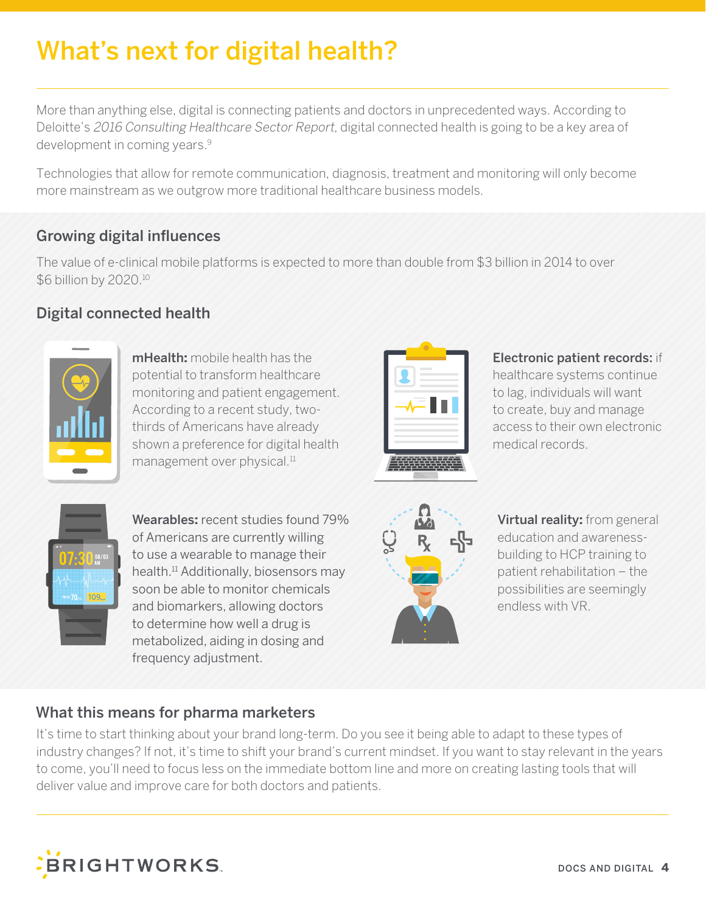# What's next for digital health?

More than anything else, digital is connecting patients and doctors in unprecedented ways. According to Deloitte's *2016 Consulting Healthcare Sector Report*, digital connected health is going to be a key area of development in coming years.[9]

Technologies that allow for remote communication, diagnosis, treatment and monitoring will only become more mainstream as we outgrow more traditional healthcare business models.

## Growing digital influences

The value of e-clinical mobile platforms is expected to more than double from $3 billion in 2014 to over $6 billion by 2020.[10]

## Digital connected health

**mHealth:** mobile health has the potential to transform healthcare monitoring and patient engagement. According to a recent study, two-thirds of Americans have already shown a preference for digital health management over physical.[11]

**Electronic patient records:** if healthcare systems continue to lag, individuals will want to create, buy and manage access to their own electronic medical records.

**Wearables:** recent studies found 79% of Americans are currently willing to use a wearable to manage their health.[11] Additionally, biosensors may soon be able to monitor chemicals and biomarkers, allowing doctors to determine how well a drug is metabolized, aiding in dosing and frequency adjustment.

**Virtual reality:** from general education and awareness-building to HCP training to patient rehabilitation – the possibilities are seemingly endless with VR.

## What this means for pharma marketers

It's time to start thinking about your brand long-term. Do you see it being able to adapt to these types of industry changes? If not, it's time to shift your brand's current mindset. If you want to stay relevant in the years to come, you'll need to focus less on the immediate bottom line and more on creating lasting tools that will deliver value and improve care for both doctors and patients.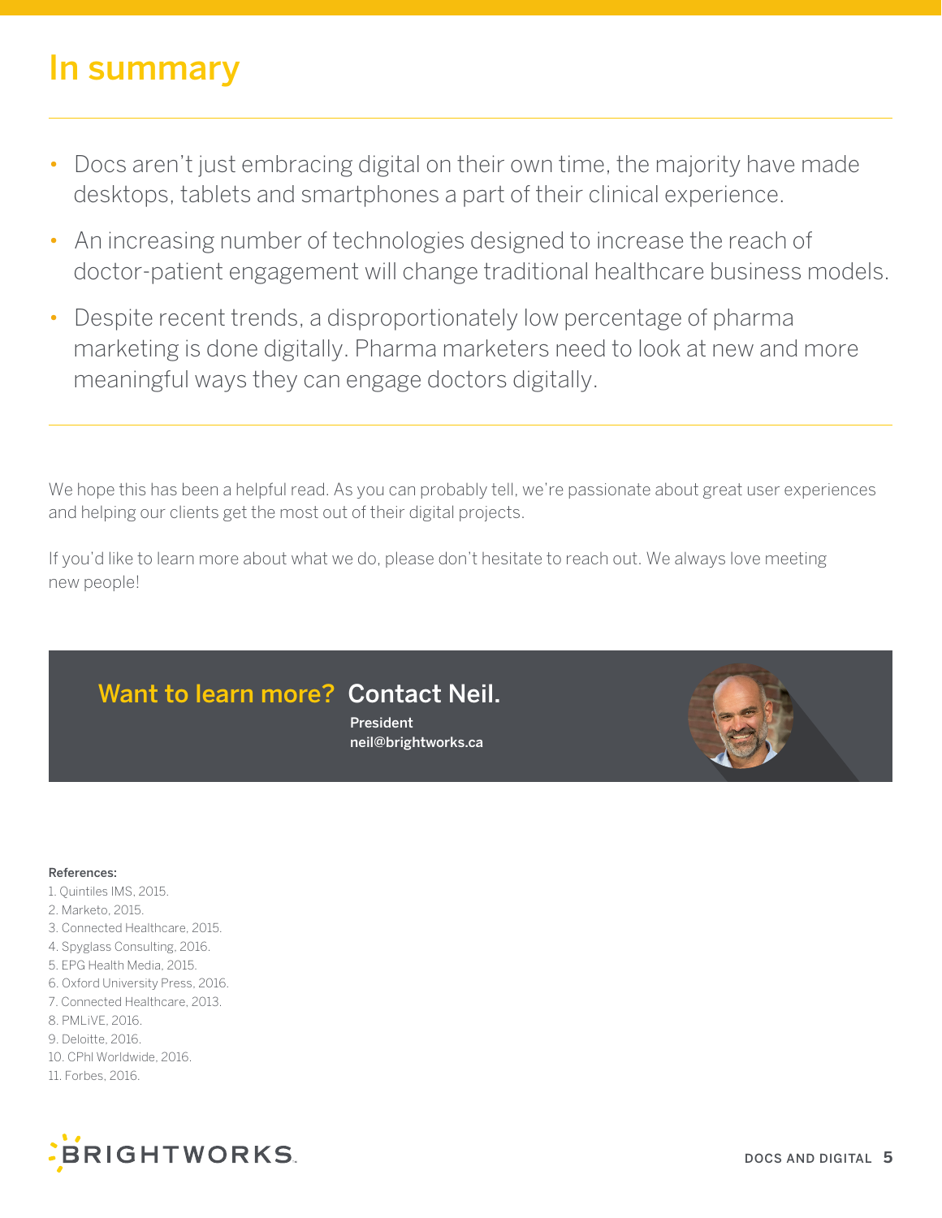# In summary

- Docs aren't just embracing digital on their own time, the majority have made desktops, tablets and smartphones a part of their clinical experience.
- An increasing number of technologies designed to increase the reach of doctor-patient engagement will change traditional healthcare business models.
- Despite recent trends, a disproportionately low percentage of pharma marketing is done digitally. Pharma marketers need to look at new and more meaningful ways they can engage doctors digitally.

We hope this has been a helpful read. As you can probably tell, we're passionate about great user experiences and helping our clients get the most out of their digital projects.

If you'd like to learn more about what we do, please don't hesitate to reach out. We always love meeting new people!

## Want to learn more? Contact Neil.

**President**
**neil@brightworks.ca**

**References:**

1. Quintiles IMS, 2015.
2. Marketo, 2015.
3. Connected Healthcare, 2015.
4. Spyglass Consulting, 2016.
5. EPG Health Media, 2015.
6. Oxford University Press, 2016.
7. Connected Healthcare, 2013.
8. PMLiVE, 2016.
9. Deloitte, 2016.
10. CPhI Worldwide, 2016.
11. Forbes, 2016.

BRIGHTWORKS